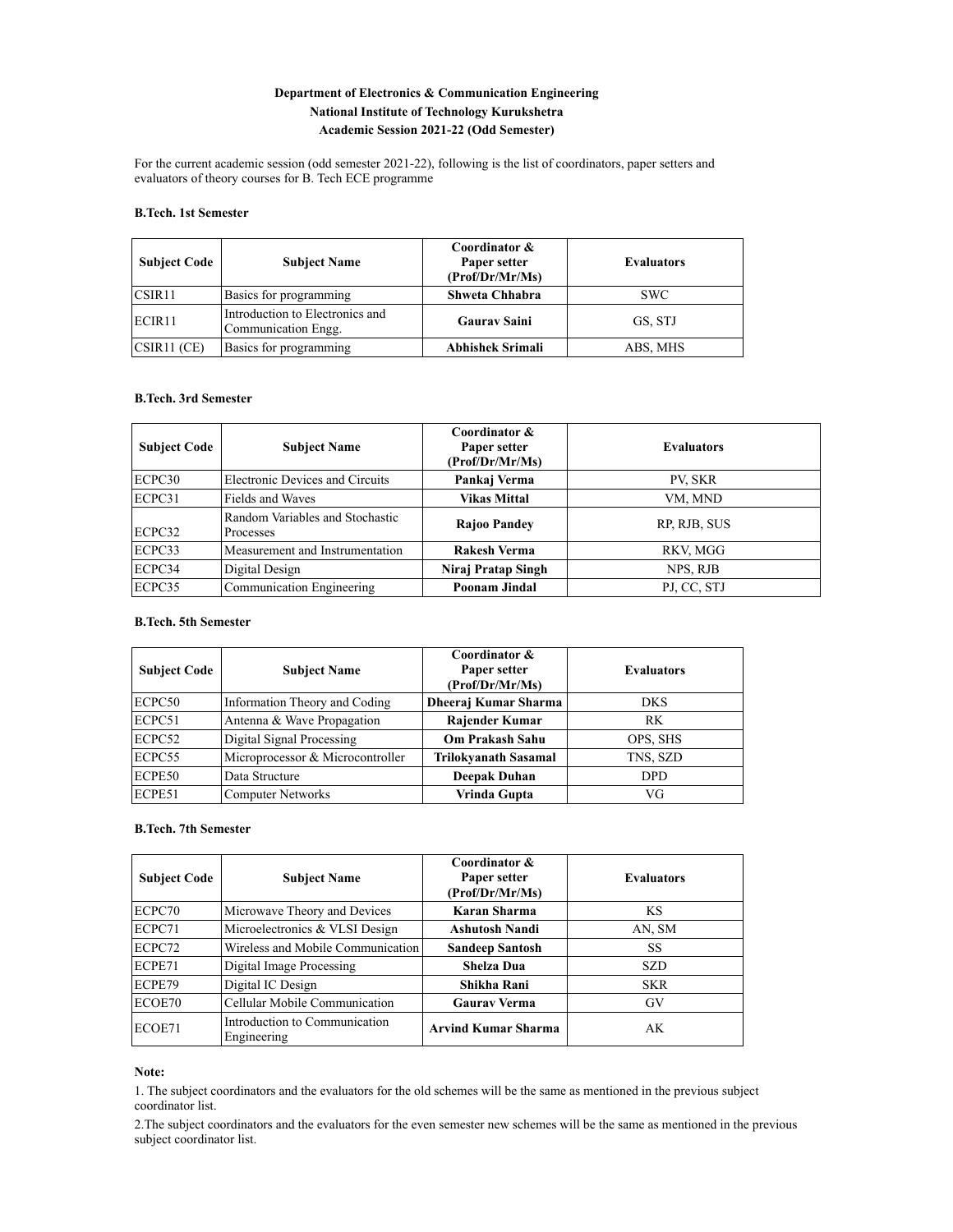**Department of Electronics & Communication Engineering**
**National Institute of Technology Kurukshetra**
**Academic Session 2021-22 (Odd Semester)**

For the current academic session (odd semester 2021-22), following is the list of coordinators, paper setters and evaluators of theory courses for B. Tech ECE programme

**B.Tech. 1st Semester**

| Subject Code | Subject Name | Coordinator & Paper setter (Prof/Dr/Mr/Ms) | Evaluators |
|---|---|---|---|
| CSIR11 | Basics for programming | **Shweta Chhabra** | SWC |
| ECIR11 | Introduction to Electronics and Communication Engg. | **Gaurav Saini** | GS, STJ |
| CSIR11 (CE) | Basics for programming | **Abhishek Srimali** | ABS, MHS |

**B.Tech. 3rd Semester**

| Subject Code | Subject Name | Coordinator & Paper setter (Prof/Dr/Mr/Ms) | Evaluators |
|---|---|---|---|
| ECPC30 | Electronic Devices and Circuits | **Pankaj Verma** | PV, SKR |
| ECPC31 | Fields and Waves | **Vikas Mittal** | VM, MND |
| ECPC32 | Random Variables and Stochastic Processes | **Rajoo Pandey** | RP, RJB, SUS |
| ECPC33 | Measurement and Instrumentation | **Rakesh Verma** | RKV, MGG |
| ECPC34 | Digital Design | **Niraj Pratap Singh** | NPS, RJB |
| ECPC35 | Communication Engineering | **Poonam Jindal** | PJ, CC, STJ |

**B.Tech. 5th Semester**

| Subject Code | Subject Name | Coordinator & Paper setter (Prof/Dr/Mr/Ms) | Evaluators |
|---|---|---|---|
| ECPC50 | Information Theory and Coding | **Dheeraj Kumar Sharma** | DKS |
| ECPC51 | Antenna & Wave Propagation | **Rajender Kumar** | RK |
| ECPC52 | Digital Signal Processing | **Om Prakash Sahu** | OPS, SHS |
| ECPC55 | Microprocessor & Microcontroller | **Trilokyanath Sasamal** | TNS, SZD |
| ECPE50 | Data Structure | **Deepak Duhan** | DPD |
| ECPE51 | Computer Networks | **Vrinda Gupta** | VG |

**B.Tech. 7th Semester**

| Subject Code | Subject Name | Coordinator & Paper setter (Prof/Dr/Mr/Ms) | Evaluators |
|---|---|---|---|
| ECPC70 | Microwave Theory and Devices | **Karan Sharma** | KS |
| ECPC71 | Microelectronics & VLSI Design | **Ashutosh Nandi** | AN, SM |
| ECPC72 | Wireless and Mobile Communication | **Sandeep Santosh** | SS |
| ECPE71 | Digital Image Processing | **Shelza Dua** | SZD |
| ECPE79 | Digital IC Design | **Shikha Rani** | SKR |
| ECOE70 | Cellular Mobile Communication | **Gaurav Verma** | GV |
| ECOE71 | Introduction to Communication Engineering | **Arvind Kumar Sharma** | AK |

**Note:**

1. The subject coordinators and the evaluators for the old schemes will be the same as mentioned in the previous subject coordinator list.

2.The subject coordinators and the evaluators for the even semester new schemes will be the same as mentioned in the previous subject coordinator list.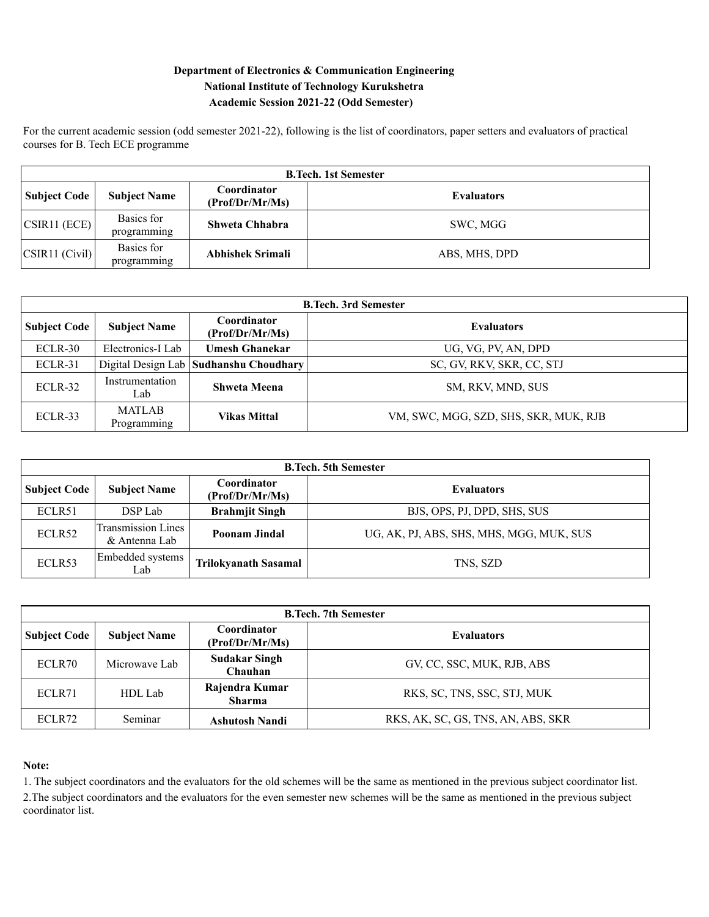**Department of Electronics & Communication Engineering**
**National Institute of Technology Kurukshetra**
**Academic Session 2021-22 (Odd Semester)**

For the current academic session (odd semester 2021-22), following is the list of coordinators, paper setters and evaluators of practical courses for B. Tech ECE programme

| **B.Tech. 1st Semester** | | | |
|---|---|---|---|
| **Subject Code** | **Subject Name** | **Coordinator (Prof/Dr/Mr/Ms)** | **Evaluators** |
| CSIR11 (ECE) | Basics for programming | **Shweta Chhabra** | SWC, MGG |
| CSIR11 (Civil) | Basics for programming | **Abhishek Srimali** | ABS, MHS, DPD |

| **B.Tech. 3rd Semester** | | | |
|---|---|---|---|
| **Subject Code** | **Subject Name** | **Coordinator (Prof/Dr/Mr/Ms)** | **Evaluators** |
| ECLR-30 | Electronics-I Lab | **Umesh Ghanekar** | UG, VG, PV, AN, DPD |
| ECLR-31 | Digital Design Lab | **Sudhanshu Choudhary** | SC, GV, RKV, SKR, CC, STJ |
| ECLR-32 | Instrumentation Lab | **Shweta Meena** | SM, RKV, MND, SUS |
| ECLR-33 | MATLAB Programming | **Vikas Mittal** | VM, SWC, MGG, SZD, SHS, SKR, MUK, RJB |

| **B.Tech. 5th Semester** | | | |
|---|---|---|---|
| **Subject Code** | **Subject Name** | **Coordinator (Prof/Dr/Mr/Ms)** | **Evaluators** |
| ECLR51 | DSP Lab | **Brahmjit Singh** | BJS, OPS, PJ, DPD, SHS, SUS |
| ECLR52 | Transmission Lines & Antenna Lab | **Poonam Jindal** | UG, AK, PJ, ABS, SHS, MHS, MGG, MUK, SUS |
| ECLR53 | Embedded systems Lab | **Trilokyanath Sasamal** | TNS, SZD |

| **B.Tech. 7th Semester** | | | |
|---|---|---|---|
| **Subject Code** | **Subject Name** | **Coordinator (Prof/Dr/Mr/Ms)** | **Evaluators** |
| ECLR70 | Microwave Lab | **Sudakar Singh Chauhan** | GV, CC, SSC, MUK, RJB, ABS |
| ECLR71 | HDL Lab | **Rajendra Kumar Sharma** | RKS, SC, TNS, SSC, STJ, MUK |
| ECLR72 | Seminar | **Ashutosh Nandi** | RKS, AK, SC, GS, TNS, AN, ABS, SKR |

**Note:**

1. The subject coordinators and the evaluators for the old schemes will be the same as mentioned in the previous subject coordinator list.
2. The subject coordinators and the evaluators for the even semester new schemes will be the same as mentioned in the previous subject coordinator list.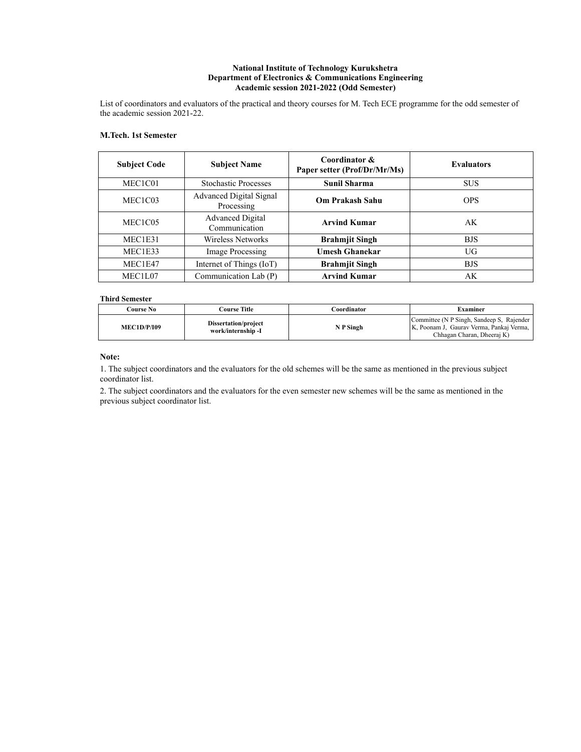**National Institute of Technology Kurukshetra**
**Department of Electronics & Communications Engineering**
**Academic session 2021-2022 (Odd Semester)**

List of coordinators and evaluators of the practical and theory courses for M. Tech ECE programme for the odd semester of the academic session 2021-22.

**M.Tech. 1st Semester**

| Subject Code | Subject Name | Coordinator & Paper setter (Prof/Dr/Mr/Ms) | Evaluators |
|---|---|---|---|
| MEC1C01 | Stochastic Processes | **Sunil Sharma** | SUS |
| MEC1C03 | Advanced Digital Signal Processing | **Om Prakash Sahu** | OPS |
| MEC1C05 | Advanced Digital Communication | **Arvind Kumar** | AK |
| MEC1E31 | Wireless Networks | **Brahmjit Singh** | BJS |
| MEC1E33 | Image Processing | **Umesh Ghanekar** | UG |
| MEC1E47 | Internet of Things (IoT) | **Brahmjit Singh** | BJS |
| MEC1L07 | Communication Lab (P) | **Arvind Kumar** | AK |

**Third Semester**

| Course No | Course Title | Coordinator | Examiner |
|---|---|---|---|
| **MEC1D/P/I09** | **Dissertation/project work/internship -I** | **N P Singh** | Committee (N P Singh, Sandeep S, Rajender K, Poonam J, Gaurav Verma, Pankaj Verma, Chhagan Charan, Dheeraj K) |

**Note:**

1. The subject coordinators and the evaluators for the old schemes will be the same as mentioned in the previous subject coordinator list.
2. The subject coordinators and the evaluators for the even semester new schemes will be the same as mentioned in the previous subject coordinator list.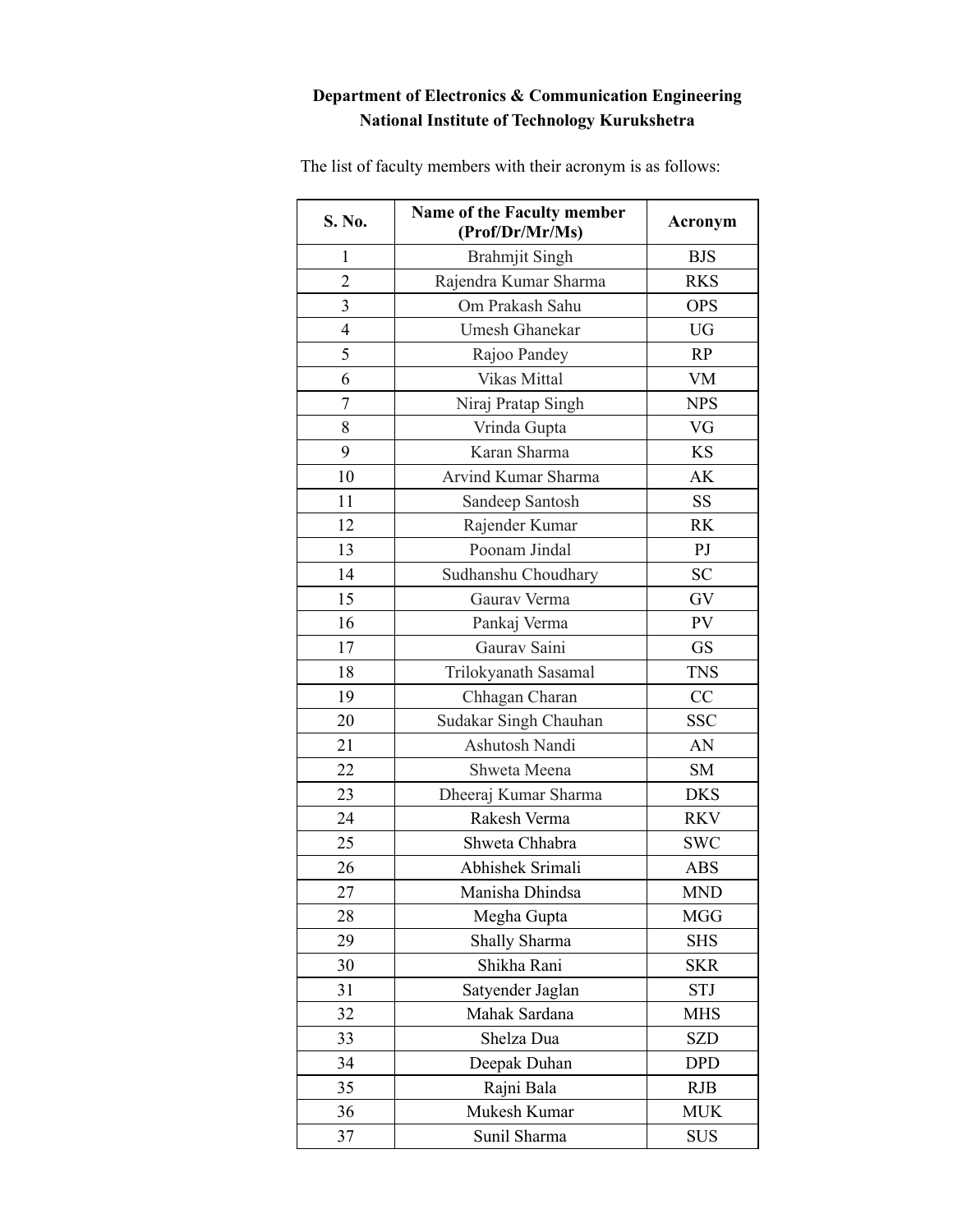**Department of Electronics & Communication Engineering**
**National Institute of Technology Kurukshetra**

The list of faculty members with their acronym is as follows:

| S. No. | Name of the Faculty member (Prof/Dr/Mr/Ms) | Acronym |
|---|---|---|
| 1 | Brahmjit Singh | BJS |
| 2 | Rajendra Kumar Sharma | RKS |
| 3 | Om Prakash Sahu | OPS |
| 4 | Umesh Ghanekar | UG |
| 5 | Rajoo Pandey | RP |
| 6 | Vikas Mittal | VM |
| 7 | Niraj Pratap Singh | NPS |
| 8 | Vrinda Gupta | VG |
| 9 | Karan Sharma | KS |
| 10 | Arvind Kumar Sharma | AK |
| 11 | Sandeep Santosh | SS |
| 12 | Rajender Kumar | RK |
| 13 | Poonam Jindal | PJ |
| 14 | Sudhanshu Choudhary | SC |
| 15 | Gaurav Verma | GV |
| 16 | Pankaj Verma | PV |
| 17 | Gaurav Saini | GS |
| 18 | Trilokyanath Sasamal | TNS |
| 19 | Chhagan Charan | CC |
| 20 | Sudakar Singh Chauhan | SSC |
| 21 | Ashutosh Nandi | AN |
| 22 | Shweta Meena | SM |
| 23 | Dheeraj Kumar Sharma | DKS |
| 24 | Rakesh Verma | RKV |
| 25 | Shweta Chhabra | SWC |
| 26 | Abhishek Srimali | ABS |
| 27 | Manisha Dhindsa | MND |
| 28 | Megha Gupta | MGG |
| 29 | Shally Sharma | SHS |
| 30 | Shikha Rani | SKR |
| 31 | Satyender Jaglan | STJ |
| 32 | Mahak Sardana | MHS |
| 33 | Shelza Dua | SZD |
| 34 | Deepak Duhan | DPD |
| 35 | Rajni Bala | RJB |
| 36 | Mukesh Kumar | MUK |
| 37 | Sunil Sharma | SUS |